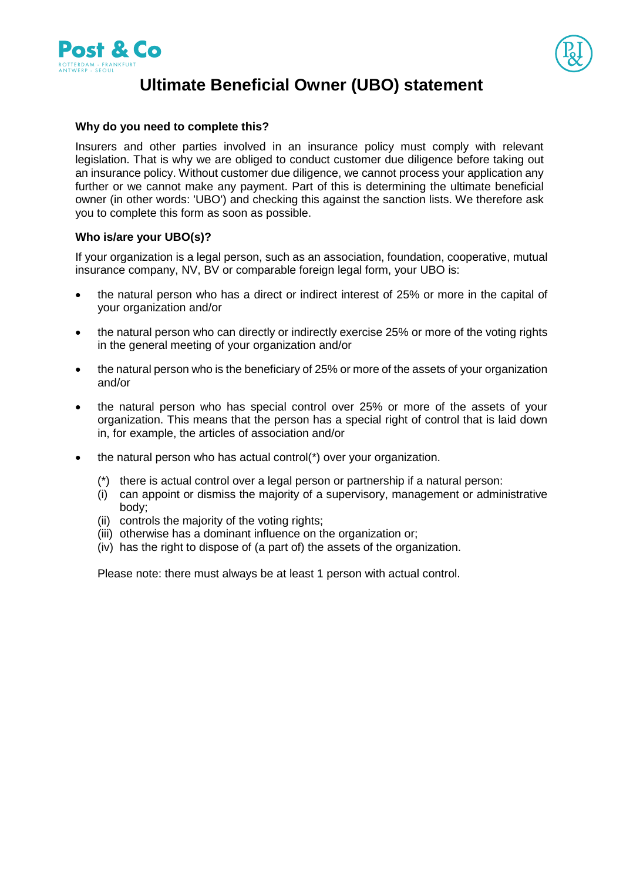# Ultimate Beneficial Owner (UBO) statement

### Why do you need to complete this?

Insurers and other parties involved in an insurance policy must comply with relevant legislation. That is why we are obliged to conduct customer due diligence before taking out an insurance policy. Without customer due diligence, we cannot process your application any further or we cannot make any payment. Part of this is determining the ultimate beneficial owner (in other words: 'UBO') and checking this against the sanction lists. We therefore ask you to complete this form as soon as possible.

### Who is/are your UBO(s)?

If your organization is a legal person, such as an association, foundation, cooperative, mutual insurance company, NV, BV or comparable foreign legal form, your UBO is:

- the natural person who has a direct or indirect interest of 25% or more in the capital of your organization and/or
- the natural person who can directly or indirectly exercise 25% or more of the voting rights in the general meeting of your organization and/or
- the natural person who is the beneficiary of 25% or more of the assets of your organization and/or
- the natural person who has special control over 25% or more of the assets of your organization. This means that the person has a special right of control that is laid down in, for example, the articles of association and/or
- the natural person who has actual control(*) over your organization.

  (*) there is actual control over a legal person or partnership if a natural person:
  (i) can appoint or dismiss the majority of a supervisory, management or administrative body;
  (ii) controls the majority of the voting rights;
  (iii) otherwise has a dominant influence on the organization or;
  (iv) has the right to dispose of (a part of) the assets of the organization.

  Please note: there must always be at least 1 person with actual control.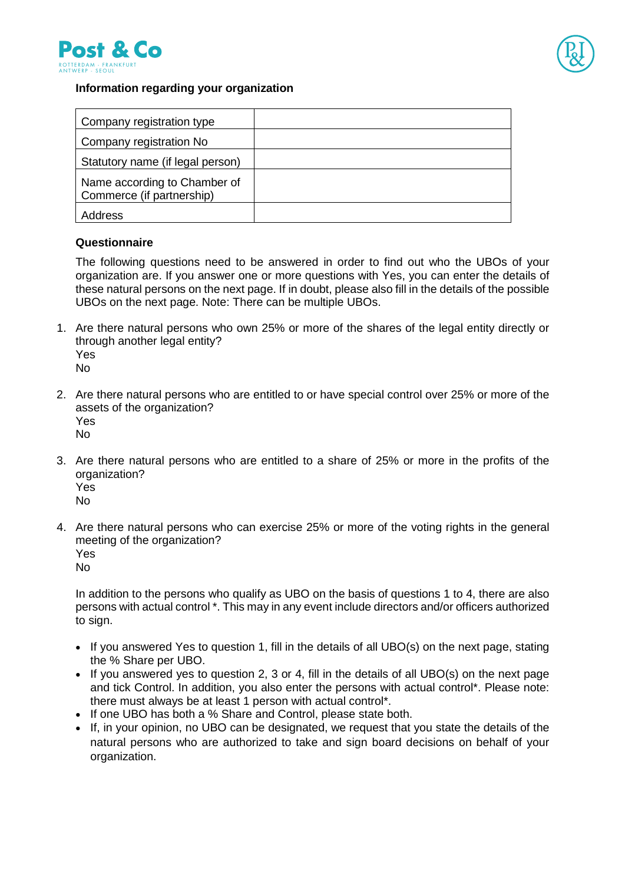### Information regarding your organization

| Company registration type | |
|---|---|
| Company registration No | |
| Statutory name (if legal person) | |
| Name according to Chamber of Commerce (if partnership) | |
| Address | |

### Questionnaire

The following questions need to be answered in order to find out who the UBOs of your organization are. If you answer one or more questions with Yes, you can enter the details of these natural persons on the next page. If in doubt, please also fill in the details of the possible UBOs on the next page. Note: There can be multiple UBOs.

1. Are there natural persons who own 25% or more of the shares of the legal entity directly or through another legal entity?
   Yes
   No

2. Are there natural persons who are entitled to or have special control over 25% or more of the assets of the organization?
   Yes
   No

3. Are there natural persons who are entitled to a share of 25% or more in the profits of the organization?
   Yes
   No

4. Are there natural persons who can exercise 25% or more of the voting rights in the general meeting of the organization?
   Yes
   No

   In addition to the persons who qualify as UBO on the basis of questions 1 to 4, there are also persons with actual control *. This may in any event include directors and/or officers authorized to sign.

- If you answered Yes to question 1, fill in the details of all UBO(s) on the next page, stating the % Share per UBO.
- If you answered yes to question 2, 3 or 4, fill in the details of all UBO(s) on the next page and tick Control. In addition, you also enter the persons with actual control*. Please note: there must always be at least 1 person with actual control*.
- If one UBO has both a % Share and Control, please state both.
- If, in your opinion, no UBO can be designated, we request that you state the details of the natural persons who are authorized to take and sign board decisions on behalf of your organization.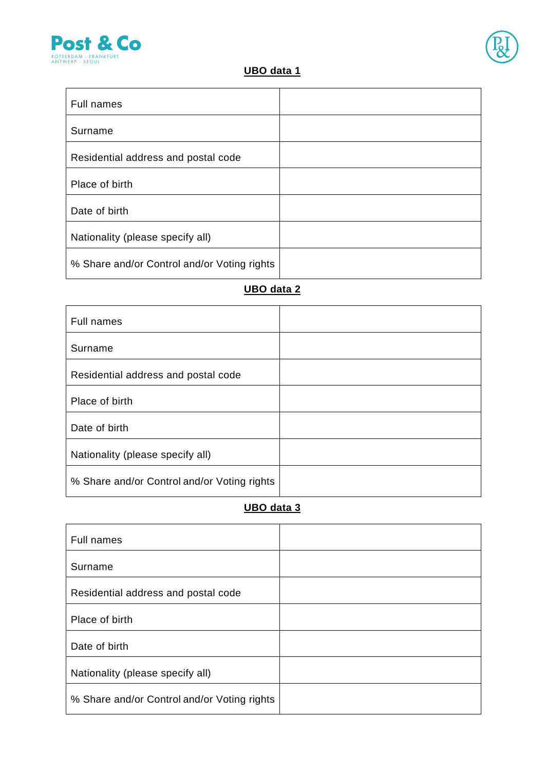**UBO data 1**

| Full names | |
|---|---|
| Surname | |
| Residential address and postal code | |
| Place of birth | |
| Date of birth | |
| Nationality (please specify all) | |
| % Share and/or Control and/or Voting rights | |

**UBO data 2**

| Full names | |
|---|---|
| Surname | |
| Residential address and postal code | |
| Place of birth | |
| Date of birth | |
| Nationality (please specify all) | |
| % Share and/or Control and/or Voting rights | |

**UBO data 3**

| Full names | |
|---|---|
| Surname | |
| Residential address and postal code | |
| Place of birth | |
| Date of birth | |
| Nationality (please specify all) | |
| % Share and/or Control and/or Voting rights | |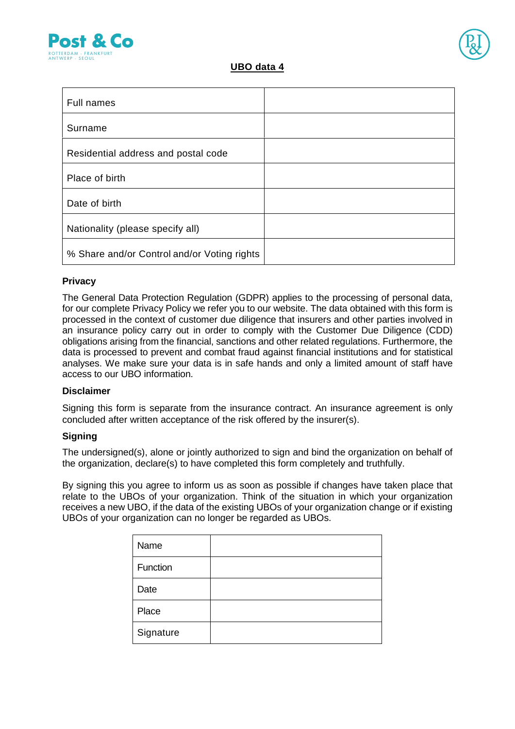Post & Co
ROTTERDAM · FRANKFURT
ANTWERP · SEOUL

## UBO data 4

| | |
|---|---|
| Full names | |
| Surname | |
| Residential address and postal code | |
| Place of birth | |
| Date of birth | |
| Nationality (please specify all) | |
| % Share and/or Control and/or Voting rights | |

**Privacy**

The General Data Protection Regulation (GDPR) applies to the processing of personal data, for our complete Privacy Policy we refer you to our website. The data obtained with this form is processed in the context of customer due diligence that insurers and other parties involved in an insurance policy carry out in order to comply with the Customer Due Diligence (CDD) obligations arising from the financial, sanctions and other related regulations. Furthermore, the data is processed to prevent and combat fraud against financial institutions and for statistical analyses. We make sure your data is in safe hands and only a limited amount of staff have access to our UBO information.

**Disclaimer**

Signing this form is separate from the insurance contract. An insurance agreement is only concluded after written acceptance of the risk offered by the insurer(s).

**Signing**

The undersigned(s), alone or jointly authorized to sign and bind the organization on behalf of the organization, declare(s) to have completed this form completely and truthfully.

By signing this you agree to inform us as soon as possible if changes have taken place that relate to the UBOs of your organization. Think of the situation in which your organization receives a new UBO, if the data of the existing UBOs of your organization change or if existing UBOs of your organization can no longer be regarded as UBOs.

| | |
|---|---|
| Name | |
| Function | |
| Date | |
| Place | |
| Signature | |